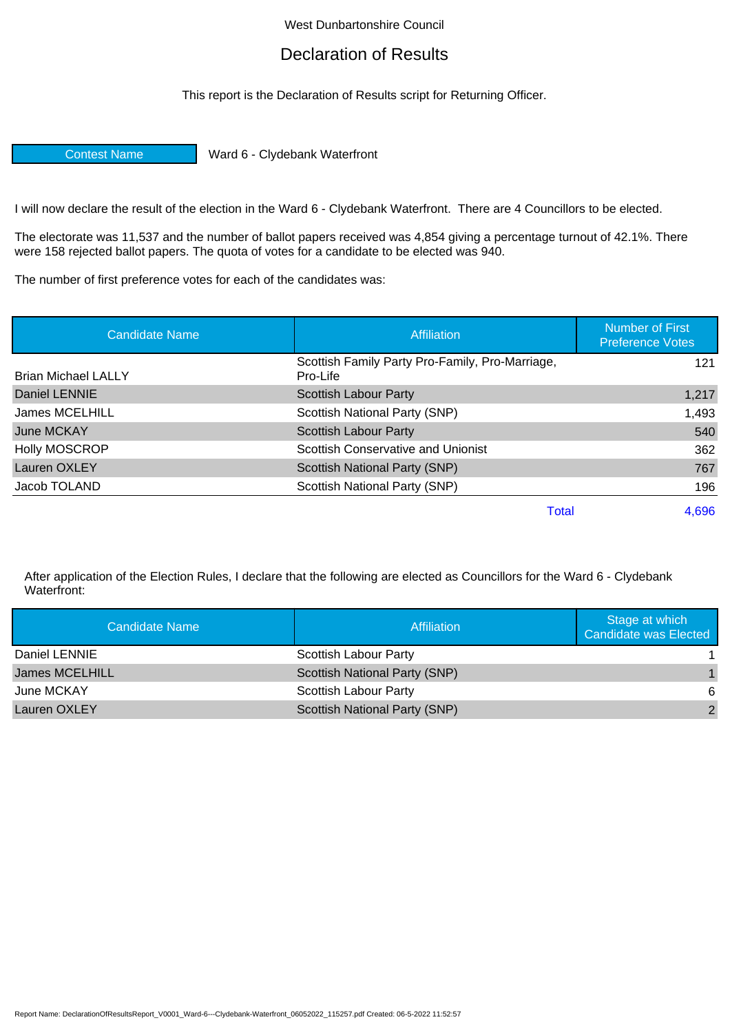West Dunbartonshire Council

# Declaration of Results

This report is the Declaration of Results script for Returning Officer.

**Contest Name** Ward 6 - Clydebank Waterfront

I will now declare the result of the election in the Ward 6 - Clydebank Waterfront. There are 4 Councillors to be elected.

The electorate was 11,537 and the number of ballot papers received was 4,854 giving a percentage turnout of 42.1%. There were 158 rejected ballot papers. The quota of votes for a candidate to be elected was 940.

The number of first preference votes for each of the candidates was:

| Candidate Name | Affiliation | Number of First Preference Votes |
|---|---|---|
| Brian Michael LALLY | Scottish Family Party Pro-Family, Pro-Marriage, Pro-Life | 121 |
| Daniel LENNIE | Scottish Labour Party | 1,217 |
| James MCELHILL | Scottish National Party (SNP) | 1,493 |
| June MCKAY | Scottish Labour Party | 540 |
| Holly MOSCROP | Scottish Conservative and Unionist | 362 |
| Lauren OXLEY | Scottish National Party (SNP) | 767 |
| Jacob TOLAND | Scottish National Party (SNP) | 196 |
| | Total | 4,696 |

After application of the Election Rules, I declare that the following are elected as Councillors for the Ward 6 - Clydebank Waterfront:

| Candidate Name | Affiliation | Stage at which Candidate was Elected |
|---|---|---|
| Daniel LENNIE | Scottish Labour Party | 1 |
| James MCELHILL | Scottish National Party (SNP) | 1 |
| June MCKAY | Scottish Labour Party | 6 |
| Lauren OXLEY | Scottish National Party (SNP) | 2 |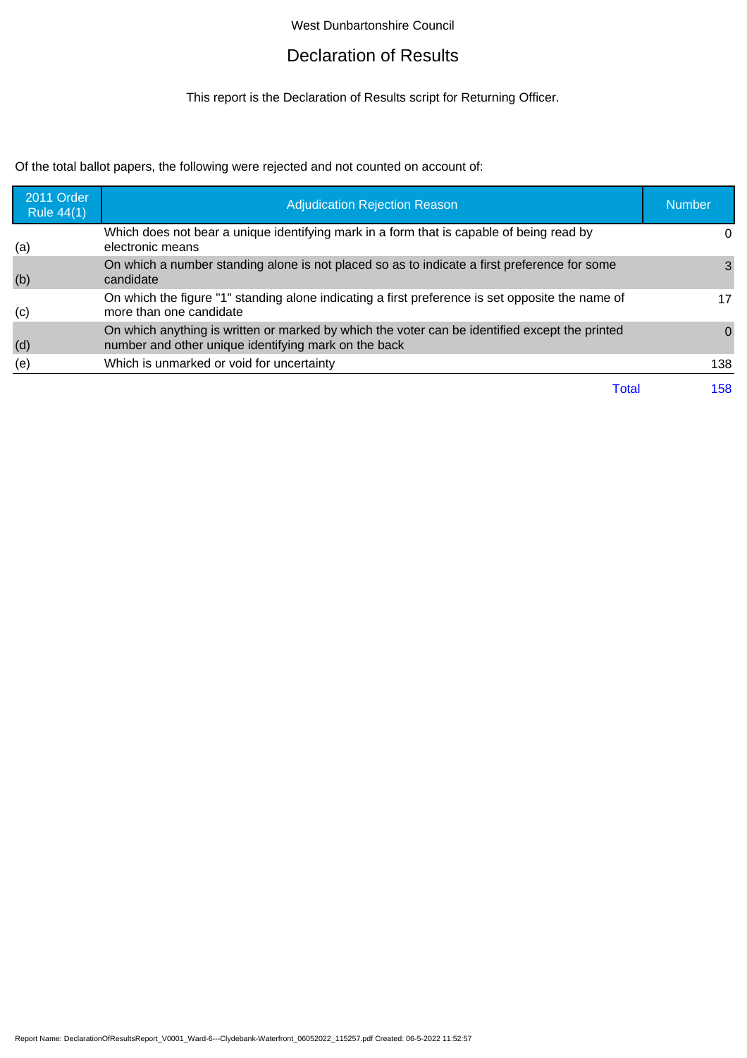West Dunbartonshire Council

# Declaration of Results

This report is the Declaration of Results script for Returning Officer.

Of the total ballot papers, the following were rejected and not counted on account of:

| 2011 Order Rule 44(1) | Adjudication Rejection Reason | Number |
|---|---|---|
| (a) | Which does not bear a unique identifying mark in a form that is capable of being read by electronic means | 0 |
| (b) | On which a number standing alone is not placed so as to indicate a first preference for some candidate | 3 |
| (c) | On which the figure "1" standing alone indicating a first preference is set opposite the name of more than one candidate | 17 |
| (d) | On which anything is written or marked by which the voter can be identified except the printed number and other unique identifying mark on the back | 0 |
| (e) | Which is unmarked or void for uncertainty | 138 |
| | Total | 158 |

Report Name: DeclarationOfResultsReport_V0001_Ward-6---Clydebank-Waterfront_06052022_115257.pdf Created: 06-5-2022 11:52:57